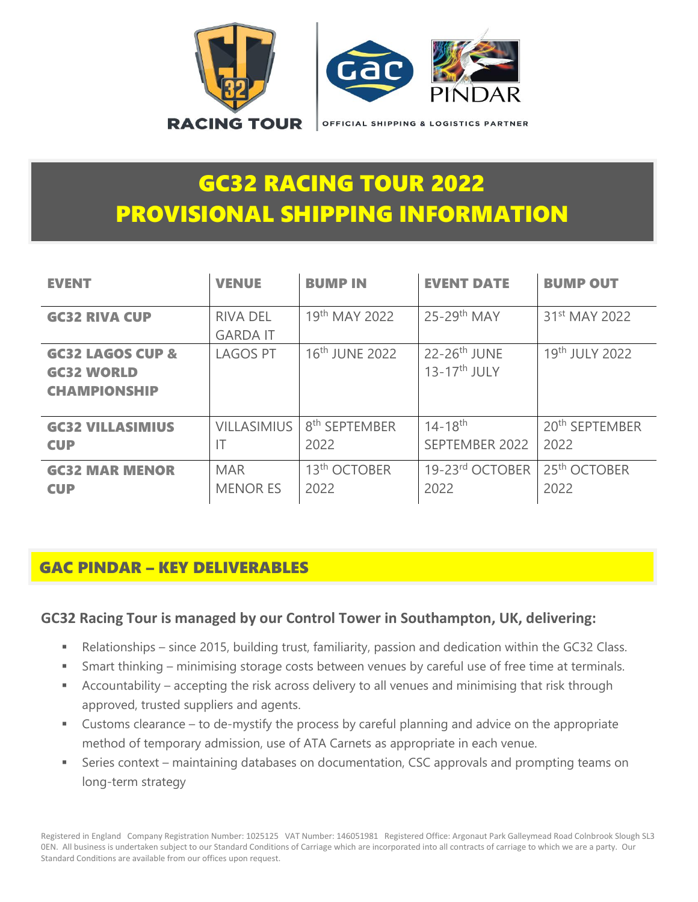RACING TOUR

OFFICIAL SHIPPING & LOGISTICS PARTNER

# GC32 RACING TOUR 2022
# PROVISIONAL SHIPPING INFORMATION

| EVENT | VENUE | BUMP IN | EVENT DATE | BUMP OUT |
|---|---|---|---|---|
| GC32 RIVA CUP | RIVA DEL GARDA IT | 19th MAY 2022 | 25-29th MAY | 31st MAY 2022 |
| GC32 LAGOS CUP & GC32 WORLD CHAMPIONSHIP | LAGOS PT | 16th JUNE 2022 | 22-26th JUNE<br>13-17th JULY | 19th JULY 2022 |
| GC32 VILLASIMIUS CUP | VILLASIMIUS IT | 8th SEPTEMBER 2022 | 14-18th SEPTEMBER 2022 | 20th SEPTEMBER 2022 |
| GC32 MAR MENOR CUP | MAR MENOR ES | 13th OCTOBER 2022 | 19-23rd OCTOBER 2022 | 25th OCTOBER 2022 |

## GAC PINDAR – KEY DELIVERABLES

**GC32 Racing Tour is managed by our Control Tower in Southampton, UK, delivering:**

- Relationships – since 2015, building trust, familiarity, passion and dedication within the GC32 Class.
- Smart thinking – minimising storage costs between venues by careful use of free time at terminals.
- Accountability – accepting the risk across delivery to all venues and minimising that risk through approved, trusted suppliers and agents.
- Customs clearance – to de-mystify the process by careful planning and advice on the appropriate method of temporary admission, use of ATA Carnets as appropriate in each venue.
- Series context – maintaining databases on documentation, CSC approvals and prompting teams on long-term strategy

Registered in England Company Registration Number: 1025125 VAT Number: 146051981 Registered Office: Argonaut Park Galleymead Road Colnbrook Slough SL3 0EN. All business is undertaken subject to our Standard Conditions of Carriage which are incorporated into all contracts of carriage to which we are a party. Our Standard Conditions are available from our offices upon request.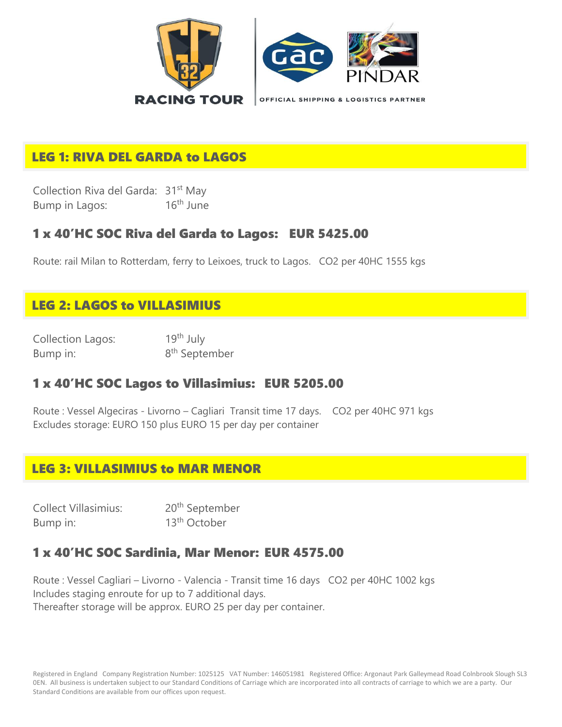RACING TOUR | OFFICIAL SHIPPING & LOGISTICS PARTNER

## LEG 1: RIVA DEL GARDA to LAGOS

Collection Riva del Garda: 31st May
Bump in Lagos: 16th June

### 1 x 40'HC SOC Riva del Garda to Lagos: EUR 5425.00

Route: rail Milan to Rotterdam, ferry to Leixoes, truck to Lagos. $CO_2$ per 40HC 1555 kgs

## LEG 2: LAGOS to VILLASIMIUS

Collection Lagos: 19th July
Bump in: 8th September

### 1 x 40'HC SOC Lagos to Villasimius: EUR 5205.00

Route : Vessel Algeciras - Livorno – Cagliari Transit time 17 days. $CO_2$ per 40HC 971 kgs
Excludes storage: EURO 150 plus EURO 15 per day per container

## LEG 3: VILLASIMIUS to MAR MENOR

Collect Villasimius: 20th September
Bump in: 13th October

### 1 x 40'HC SOC Sardinia, Mar Menor: EUR 4575.00

Route : Vessel Cagliari – Livorno - Valencia - Transit time 16 days $CO_2$ per 40HC 1002 kgs
Includes staging enroute for up to 7 additional days.
Thereafter storage will be approx. EURO 25 per day per container.

Registered in England Company Registration Number: 1025125 VAT Number: 146051981 Registered Office: Argonaut Park Galleymead Road Colnbrook Slough SL3 0EN. All business is undertaken subject to our Standard Conditions of Carriage which are incorporated into all contracts of carriage to which we are a party. Our Standard Conditions are available from our offices upon request.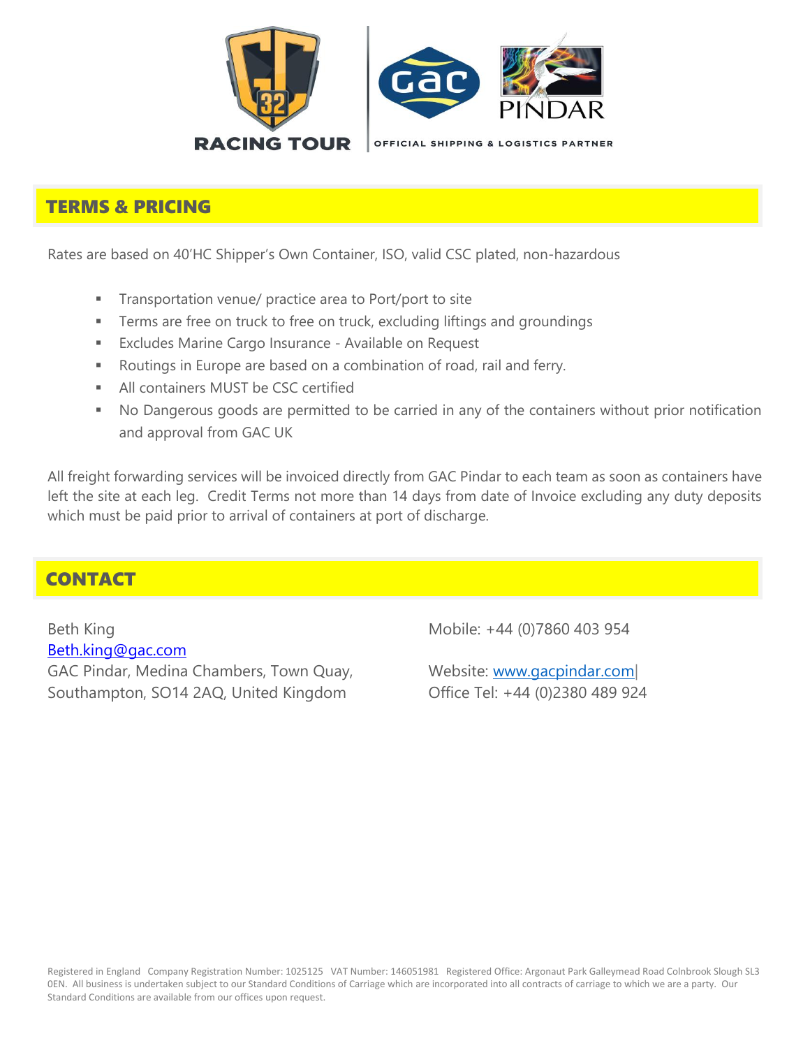RACING TOUR | OFFICIAL SHIPPING & LOGISTICS PARTNER

## TERMS & PRICING

Rates are based on 40'HC Shipper's Own Container, ISO, valid CSC plated, non-hazardous

- Transportation venue/ practice area to Port/port to site
- Terms are free on truck to free on truck, excluding liftings and groundings
- Excludes Marine Cargo Insurance - Available on Request
- Routings in Europe are based on a combination of road, rail and ferry.
- All containers MUST be CSC certified
- No Dangerous goods are permitted to be carried in any of the containers without prior notification and approval from GAC UK

All freight forwarding services will be invoiced directly from GAC Pindar to each team as soon as containers have left the site at each leg. Credit Terms not more than 14 days from date of Invoice excluding any duty deposits which must be paid prior to arrival of containers at port of discharge.

## CONTACT

Beth King
Beth.king@gac.com
GAC Pindar, Medina Chambers, Town Quay, Southampton, SO14 2AQ, United Kingdom

Mobile: +44 (0)7860 403 954

Website: www.gacpindar.com|
Office Tel: +44 (0)2380 489 924

Registered in England Company Registration Number: 1025125 VAT Number: 146051981 Registered Office: Argonaut Park Galleymead Road Colnbrook Slough SL3 0EN. All business is undertaken subject to our Standard Conditions of Carriage which are incorporated into all contracts of carriage to which we are a party. Our Standard Conditions are available from our offices upon request.